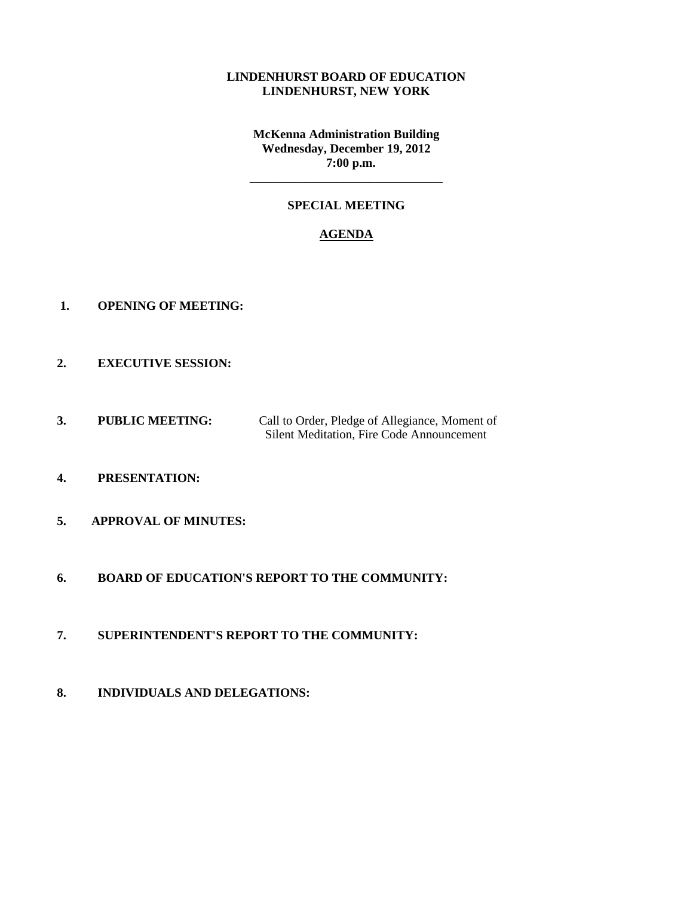**LINDENHURST BOARD OF EDUCATION**
**LINDENHURST, NEW YORK**

**McKenna Administration Building**
**Wednesday, December 19, 2012**
**7:00 p.m.**

---

**SPECIAL MEETING**

**AGENDA**

1. **OPENING OF MEETING:**

2. **EXECUTIVE SESSION:**

3. **PUBLIC MEETING:** Call to Order, Pledge of Allegiance, Moment of Silent Meditation, Fire Code Announcement

4. **PRESENTATION:**

5. **APPROVAL OF MINUTES:**

6. **BOARD OF EDUCATION'S REPORT TO THE COMMUNITY:**

7. **SUPERINTENDENT'S REPORT TO THE COMMUNITY:**

8. **INDIVIDUALS AND DELEGATIONS:**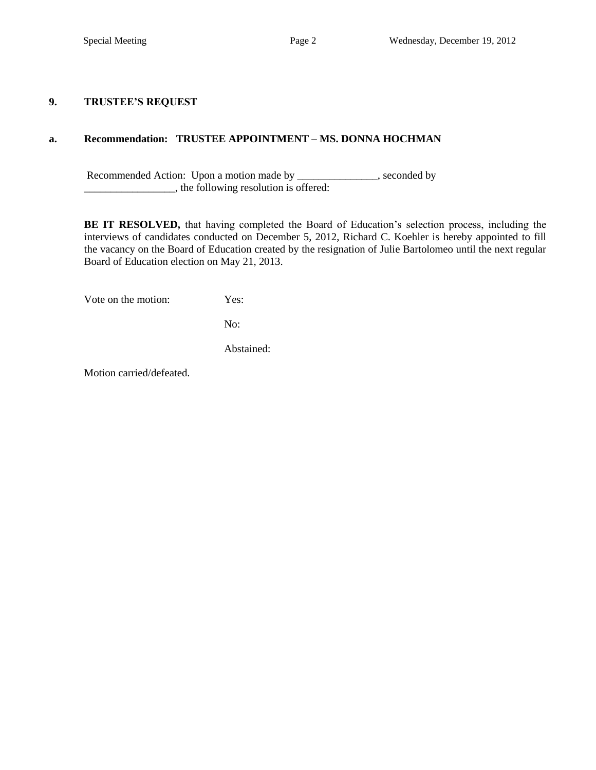## 9. TRUSTEE'S REQUEST

### a. Recommendation: TRUSTEE APPOINTMENT – MS. DONNA HOCHMAN

Recommended Action: Upon a motion made by _______________, seconded by _________________, the following resolution is offered:

**BE IT RESOLVED,** that having completed the Board of Education's selection process, including the interviews of candidates conducted on December 5, 2012, Richard C. Koehler is hereby appointed to fill the vacancy on the Board of Education created by the resignation of Julie Bartolomeo until the next regular Board of Education election on May 21, 2013.

Vote on the motion: Yes:

No:

Abstained:

Motion carried/defeated.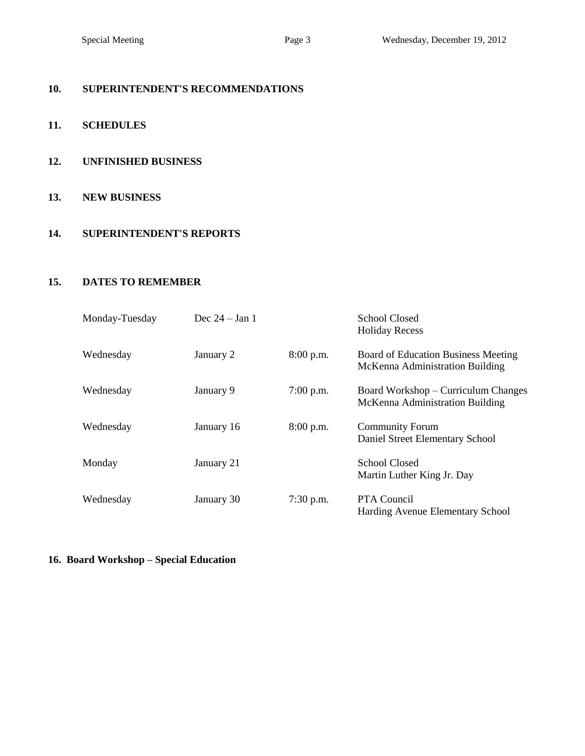## 10. SUPERINTENDENT'S RECOMMENDATIONS

## 11. SCHEDULES

## 12. UNFINISHED BUSINESS

## 13. NEW BUSINESS

## 14. SUPERINTENDENT'S REPORTS

## 15. DATES TO REMEMBER

| | | | |
|---|---|---|---|
| Monday-Tuesday | Dec 24 – Jan 1 | | School Closed<br>Holiday Recess |
| Wednesday | January 2 | 8:00 p.m. | Board of Education Business Meeting<br>McKenna Administration Building |
| Wednesday | January 9 | 7:00 p.m. | Board Workshop – Curriculum Changes<br>McKenna Administration Building |
| Wednesday | January 16 | 8:00 p.m. | Community Forum<br>Daniel Street Elementary School |
| Monday | January 21 | | School Closed<br>Martin Luther King Jr. Day |
| Wednesday | January 30 | 7:30 p.m. | PTA Council<br>Harding Avenue Elementary School |

## 16. Board Workshop – Special Education